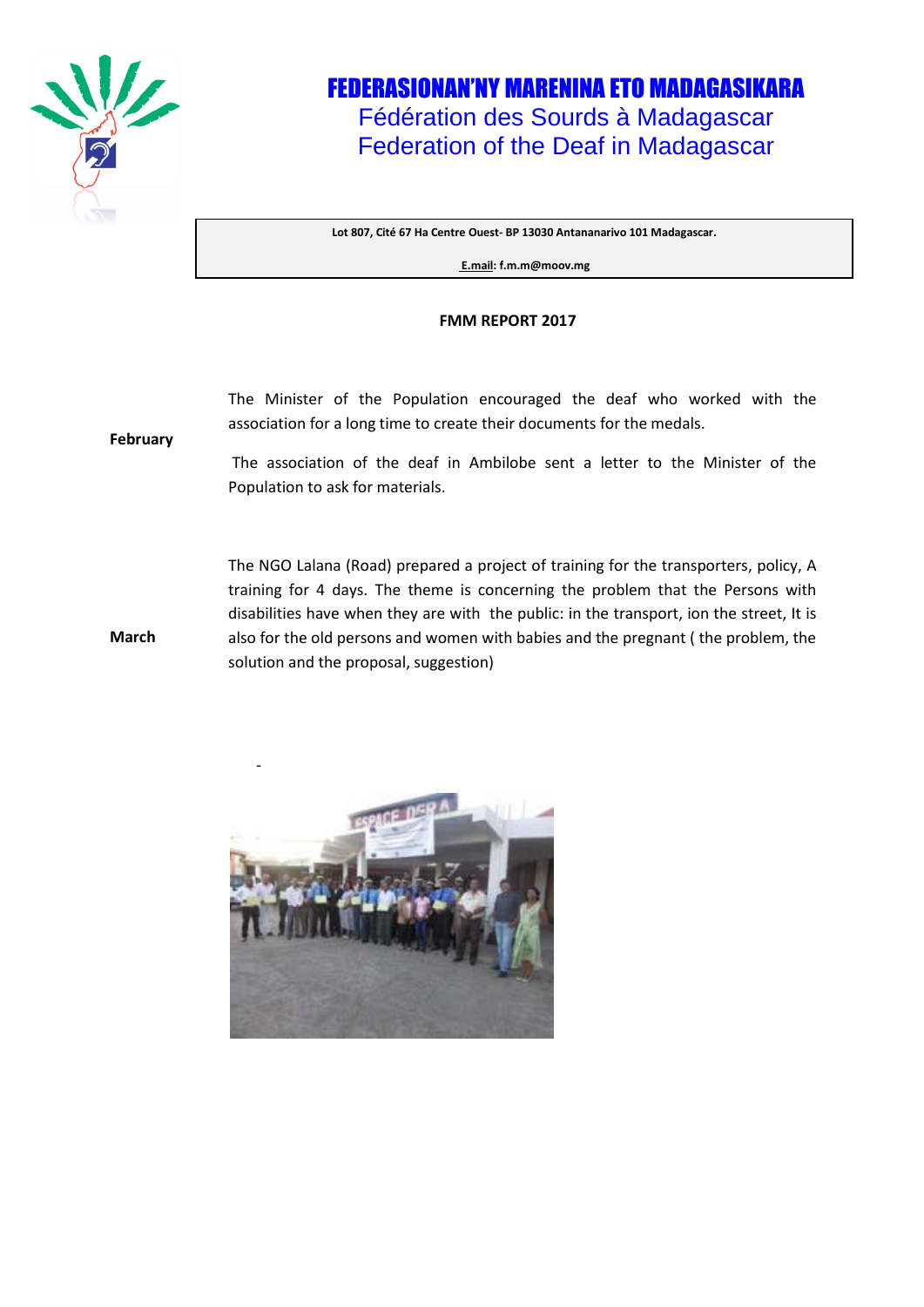# FEDERASIONAN'NY MARENINA ETO MADAGASIKARA

Fédération des Sourds à Madagascar

Federation of the Deaf in Madagascar

**Lot 807, Cité 67 Ha Centre Ouest- BP 13030 Antananarivo 101 Madagascar.**

**E.mail: f.m.m@moov.mg**

**FMM REPORT 2017**

**February**

The Minister of the Population encouraged the deaf who worked with the association for a long time to create their documents for the medals.

The association of the deaf in Ambilobe sent a letter to the Minister of the Population to ask for materials.

**March**

The NGO Lalana (Road) prepared a project of training for the transporters, policy, A training for 4 days. The theme is concerning the problem that the Persons with disabilities have when they are with the public: in the transport, ion the street, It is also for the old persons and women with babies and the pregnant ( the problem, the solution and the proposal, suggestion)

-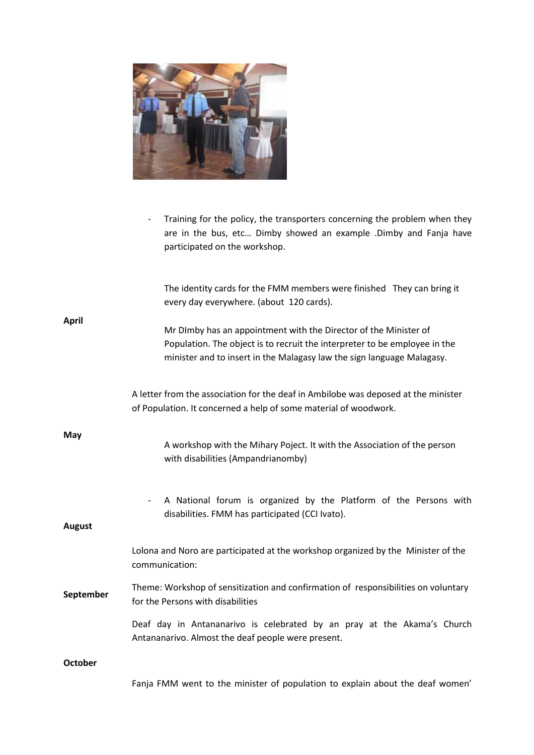- Training for the policy, the transporters concerning the problem when they are in the bus, etc… Dimby showed an example .Dimby and Fanja have participated on the workshop.

**April**

The identity cards for the FMM members were finished They can bring it every day everywhere. (about 120 cards).

Mr DImby has an appointment with the Director of the Minister of Population. The object is to recruit the interpreter to be employee in the minister and to insert in the Malagasy law the sign language Malagasy.

A letter from the association for the deaf in Ambilobe was deposed at the minister of Population. It concerned a help of some material of woodwork.

**May**

A workshop with the Mihary Poject. It with the Association of the person with disabilities (Ampandrianomby)

**August**

- A National forum is organized by the Platform of the Persons with disabilities. FMM has participated (CCI Ivato).

**September**

Lolona and Noro are participated at the workshop organized by the Minister of the communication:

Theme: Workshop of sensitization and confirmation of responsibilities on voluntary for the Persons with disabilities

Deaf day in Antananarivo is celebrated by an pray at the Akama's Church Antananarivo. Almost the deaf people were present.

**October**

Fanja FMM went to the minister of population to explain about the deaf women'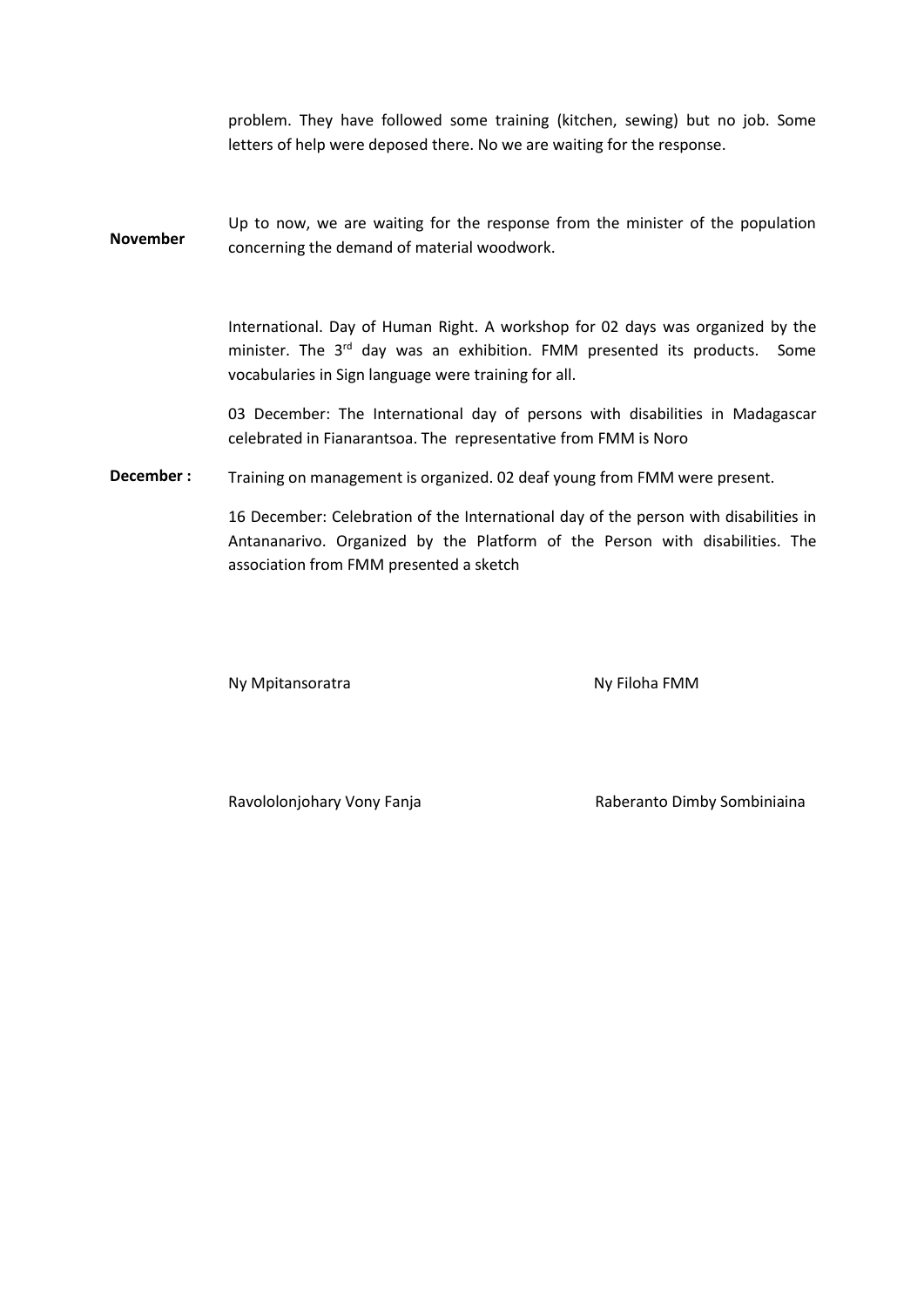problem. They have followed some training (kitchen, sewing) but no job. Some letters of help were deposed there. No we are waiting for the response.

**November** Up to now, we are waiting for the response from the minister of the population concerning the demand of material woodwork.

**December :**

International. Day of Human Right. A workshop for 02 days was organized by the minister. The 3rd day was an exhibition. FMM presented its products. Some vocabularies in Sign language were training for all.

03 December: The International day of persons with disabilities in Madagascar celebrated in Fianarantsoa. The representative from FMM is Noro

Training on management is organized. 02 deaf young from FMM were present.

16 December: Celebration of the International day of the person with disabilities in Antananarivo. Organized by the Platform of the Person with disabilities. The association from FMM presented a sketch

Ny Mpitansoratra

Ravololonjohary Vony Fanja

Ny Filoha FMM

Raberanto Dimby Sombiniaina